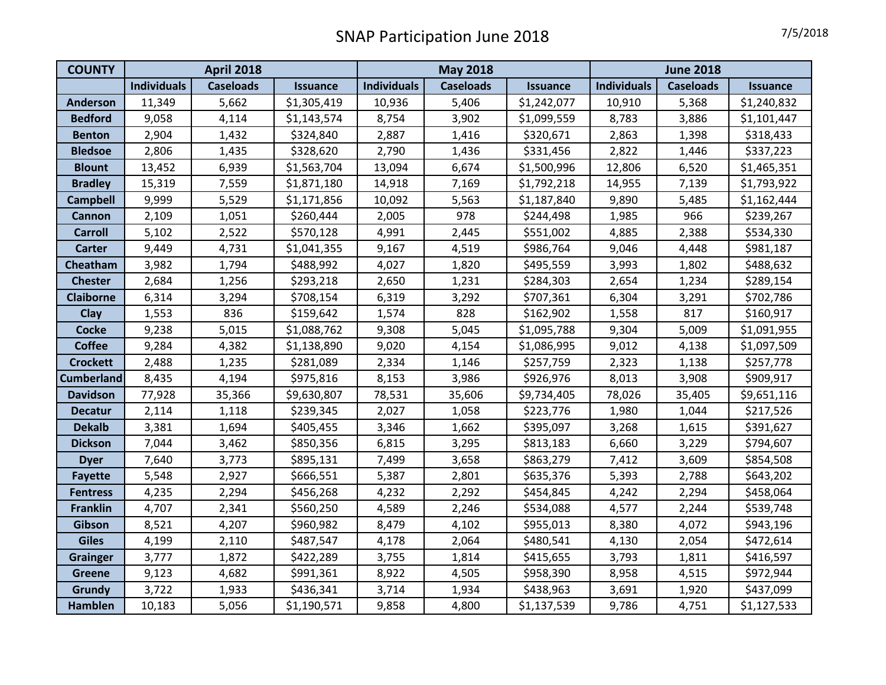# SNAP Participation June 2018

7/5/2018

| COUNTY | April 2018 | | | May 2018 | | | June 2018 | | |
|---|---|---|---|---|---|---|---|---|---|
| | Individuals | Caseloads | Issuance | Individuals | Caseloads | Issuance | Individuals | Caseloads | Issuance |
| Anderson | 11,349 | 5,662 | $1,305,419 | 10,936 | 5,406 | $1,242,077 | 10,910 | 5,368 | $1,240,832 |
| Bedford | 9,058 | 4,114 | $1,143,574 | 8,754 | 3,902 | $1,099,559 | 8,783 | 3,886 | $1,101,447 |
| Benton | 2,904 | 1,432 | $324,840 | 2,887 | 1,416 | $320,671 | 2,863 | 1,398 | $318,433 |
| Bledsoe | 2,806 | 1,435 | $328,620 | 2,790 | 1,436 | $331,456 | 2,822 | 1,446 | $337,223 |
| Blount | 13,452 | 6,939 | $1,563,704 | 13,094 | 6,674 | $1,500,996 | 12,806 | 6,520 | $1,465,351 |
| Bradley | 15,319 | 7,559 | $1,871,180 | 14,918 | 7,169 | $1,792,218 | 14,955 | 7,139 | $1,793,922 |
| Campbell | 9,999 | 5,529 | $1,171,856 | 10,092 | 5,563 | $1,187,840 | 9,890 | 5,485 | $1,162,444 |
| Cannon | 2,109 | 1,051 | $260,444 | 2,005 | 978 | $244,498 | 1,985 | 966 | $239,267 |
| Carroll | 5,102 | 2,522 | $570,128 | 4,991 | 2,445 | $551,002 | 4,885 | 2,388 | $534,330 |
| Carter | 9,449 | 4,731 | $1,041,355 | 9,167 | 4,519 | $986,764 | 9,046 | 4,448 | $981,187 |
| Cheatham | 3,982 | 1,794 | $488,992 | 4,027 | 1,820 | $495,559 | 3,993 | 1,802 | $488,632 |
| Chester | 2,684 | 1,256 | $293,218 | 2,650 | 1,231 | $284,303 | 2,654 | 1,234 | $289,154 |
| Claiborne | 6,314 | 3,294 | $708,154 | 6,319 | 3,292 | $707,361 | 6,304 | 3,291 | $702,786 |
| Clay | 1,553 | 836 | $159,642 | 1,574 | 828 | $162,902 | 1,558 | 817 | $160,917 |
| Cocke | 9,238 | 5,015 | $1,088,762 | 9,308 | 5,045 | $1,095,788 | 9,304 | 5,009 | $1,091,955 |
| Coffee | 9,284 | 4,382 | $1,138,890 | 9,020 | 4,154 | $1,086,995 | 9,012 | 4,138 | $1,097,509 |
| Crockett | 2,488 | 1,235 | $281,089 | 2,334 | 1,146 | $257,759 | 2,323 | 1,138 | $257,778 |
| Cumberland | 8,435 | 4,194 | $975,816 | 8,153 | 3,986 | $926,976 | 8,013 | 3,908 | $909,917 |
| Davidson | 77,928 | 35,366 | $9,630,807 | 78,531 | 35,606 | $9,734,405 | 78,026 | 35,405 | $9,651,116 |
| Decatur | 2,114 | 1,118 | $239,345 | 2,027 | 1,058 | $223,776 | 1,980 | 1,044 | $217,526 |
| Dekalb | 3,381 | 1,694 | $405,455 | 3,346 | 1,662 | $395,097 | 3,268 | 1,615 | $391,627 |
| Dickson | 7,044 | 3,462 | $850,356 | 6,815 | 3,295 | $813,183 | 6,660 | 3,229 | $794,607 |
| Dyer | 7,640 | 3,773 | $895,131 | 7,499 | 3,658 | $863,279 | 7,412 | 3,609 | $854,508 |
| Fayette | 5,548 | 2,927 | $666,551 | 5,387 | 2,801 | $635,376 | 5,393 | 2,788 | $643,202 |
| Fentress | 4,235 | 2,294 | $456,268 | 4,232 | 2,292 | $454,845 | 4,242 | 2,294 | $458,064 |
| Franklin | 4,707 | 2,341 | $560,250 | 4,589 | 2,246 | $534,088 | 4,577 | 2,244 | $539,748 |
| Gibson | 8,521 | 4,207 | $960,982 | 8,479 | 4,102 | $955,013 | 8,380 | 4,072 | $943,196 |
| Giles | 4,199 | 2,110 | $487,547 | 4,178 | 2,064 | $480,541 | 4,130 | 2,054 | $472,614 |
| Grainger | 3,777 | 1,872 | $422,289 | 3,755 | 1,814 | $415,655 | 3,793 | 1,811 | $416,597 |
| Greene | 9,123 | 4,682 | $991,361 | 8,922 | 4,505 | $958,390 | 8,958 | 4,515 | $972,944 |
| Grundy | 3,722 | 1,933 | $436,341 | 3,714 | 1,934 | $438,963 | 3,691 | 1,920 | $437,099 |
| Hamblen | 10,183 | 5,056 | $1,190,571 | 9,858 | 4,800 | $1,137,539 | 9,786 | 4,751 | $1,127,533 |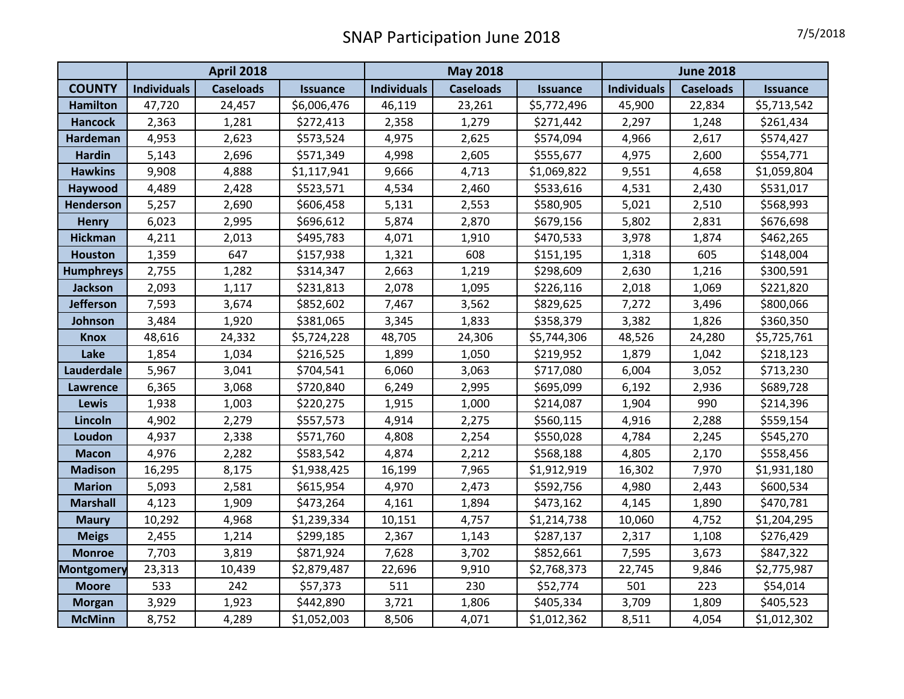# SNAP Participation June 2018

7/5/2018

| COUNTY | April 2018 | | | May 2018 | | | June 2018 | | |
|---|---|---|---|---|---|---|---|---|---|
| | Individuals | Caseloads | Issuance | Individuals | Caseloads | Issuance | Individuals | Caseloads | Issuance |
| Hamilton | 47,720 | 24,457 | $6,006,476 | 46,119 | 23,261 | $5,772,496 | 45,900 | 22,834 | $5,713,542 |
| Hancock | 2,363 | 1,281 | $272,413 | 2,358 | 1,279 | $271,442 | 2,297 | 1,248 | $261,434 |
| Hardeman | 4,953 | 2,623 | $573,524 | 4,975 | 2,625 | $574,094 | 4,966 | 2,617 | $574,427 |
| Hardin | 5,143 | 2,696 | $571,349 | 4,998 | 2,605 | $555,677 | 4,975 | 2,600 | $554,771 |
| Hawkins | 9,908 | 4,888 | $1,117,941 | 9,666 | 4,713 | $1,069,822 | 9,551 | 4,658 | $1,059,804 |
| Haywood | 4,489 | 2,428 | $523,571 | 4,534 | 2,460 | $533,616 | 4,531 | 2,430 | $531,017 |
| Henderson | 5,257 | 2,690 | $606,458 | 5,131 | 2,553 | $580,905 | 5,021 | 2,510 | $568,993 |
| Henry | 6,023 | 2,995 | $696,612 | 5,874 | 2,870 | $679,156 | 5,802 | 2,831 | $676,698 |
| Hickman | 4,211 | 2,013 | $495,783 | 4,071 | 1,910 | $470,533 | 3,978 | 1,874 | $462,265 |
| Houston | 1,359 | 647 | $157,938 | 1,321 | 608 | $151,195 | 1,318 | 605 | $148,004 |
| Humphreys | 2,755 | 1,282 | $314,347 | 2,663 | 1,219 | $298,609 | 2,630 | 1,216 | $300,591 |
| Jackson | 2,093 | 1,117 | $231,813 | 2,078 | 1,095 | $226,116 | 2,018 | 1,069 | $221,820 |
| Jefferson | 7,593 | 3,674 | $852,602 | 7,467 | 3,562 | $829,625 | 7,272 | 3,496 | $800,066 |
| Johnson | 3,484 | 1,920 | $381,065 | 3,345 | 1,833 | $358,379 | 3,382 | 1,826 | $360,350 |
| Knox | 48,616 | 24,332 | $5,724,228 | 48,705 | 24,306 | $5,744,306 | 48,526 | 24,280 | $5,725,761 |
| Lake | 1,854 | 1,034 | $216,525 | 1,899 | 1,050 | $219,952 | 1,879 | 1,042 | $218,123 |
| Lauderdale | 5,967 | 3,041 | $704,541 | 6,060 | 3,063 | $717,080 | 6,004 | 3,052 | $713,230 |
| Lawrence | 6,365 | 3,068 | $720,840 | 6,249 | 2,995 | $695,099 | 6,192 | 2,936 | $689,728 |
| Lewis | 1,938 | 1,003 | $220,275 | 1,915 | 1,000 | $214,087 | 1,904 | 990 | $214,396 |
| Lincoln | 4,902 | 2,279 | $557,573 | 4,914 | 2,275 | $560,115 | 4,916 | 2,288 | $559,154 |
| Loudon | 4,937 | 2,338 | $571,760 | 4,808 | 2,254 | $550,028 | 4,784 | 2,245 | $545,270 |
| Macon | 4,976 | 2,282 | $583,542 | 4,874 | 2,212 | $568,188 | 4,805 | 2,170 | $558,456 |
| Madison | 16,295 | 8,175 | $1,938,425 | 16,199 | 7,965 | $1,912,919 | 16,302 | 7,970 | $1,931,180 |
| Marion | 5,093 | 2,581 | $615,954 | 4,970 | 2,473 | $592,756 | 4,980 | 2,443 | $600,534 |
| Marshall | 4,123 | 1,909 | $473,264 | 4,161 | 1,894 | $473,162 | 4,145 | 1,890 | $470,781 |
| Maury | 10,292 | 4,968 | $1,239,334 | 10,151 | 4,757 | $1,214,738 | 10,060 | 4,752 | $1,204,295 |
| Meigs | 2,455 | 1,214 | $299,185 | 2,367 | 1,143 | $287,137 | 2,317 | 1,108 | $276,429 |
| Monroe | 7,703 | 3,819 | $871,924 | 7,628 | 3,702 | $852,661 | 7,595 | 3,673 | $847,322 |
| Montgomery | 23,313 | 10,439 | $2,879,487 | 22,696 | 9,910 | $2,768,373 | 22,745 | 9,846 | $2,775,987 |
| Moore | 533 | 242 | $57,373 | 511 | 230 | $52,774 | 501 | 223 | $54,014 |
| Morgan | 3,929 | 1,923 | $442,890 | 3,721 | 1,806 | $405,334 | 3,709 | 1,809 | $405,523 |
| McMinn | 8,752 | 4,289 | $1,052,003 | 8,506 | 4,071 | $1,012,362 | 8,511 | 4,054 | $1,012,302 |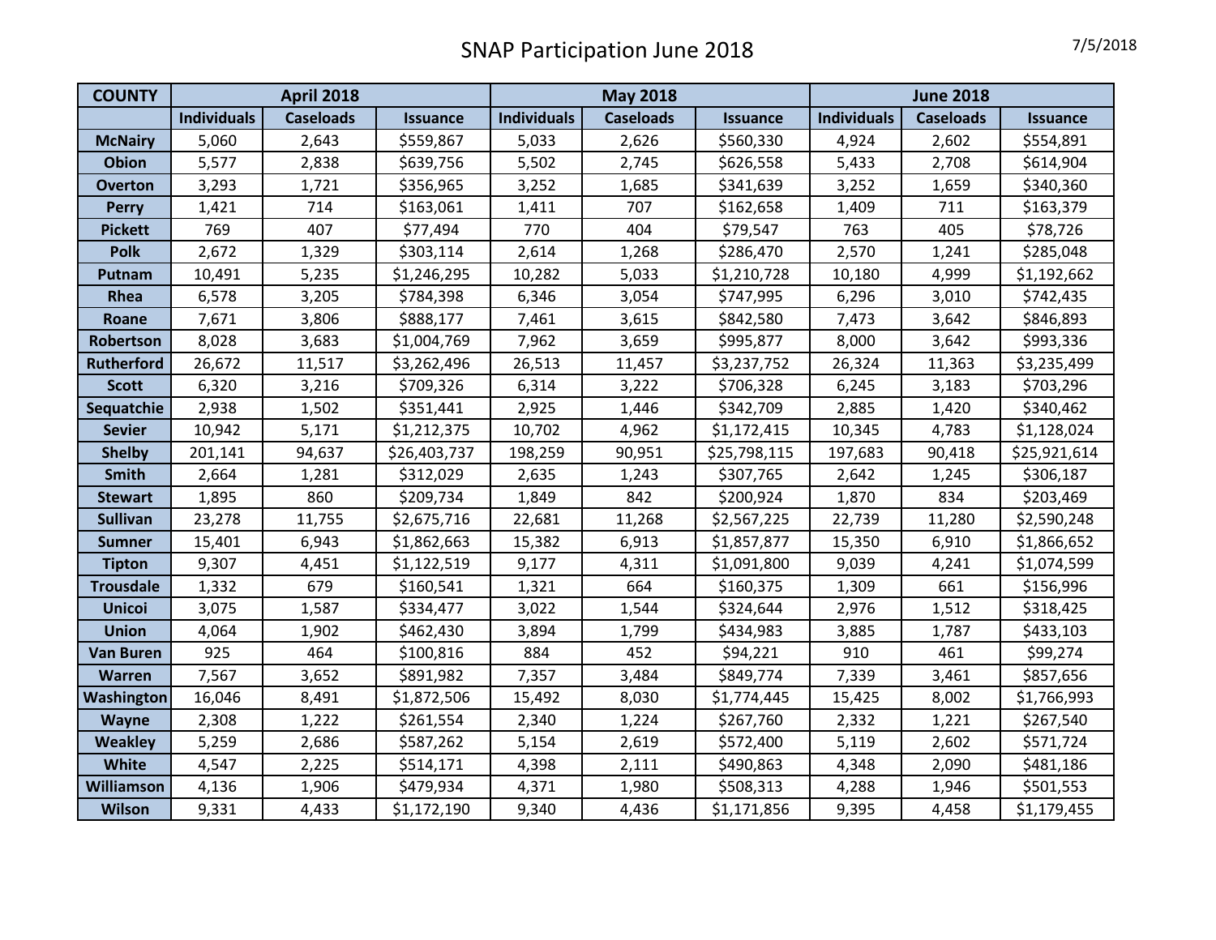# SNAP Participation June 2018

7/5/2018

| COUNTY | April 2018 | | | May 2018 | | | June 2018 | | |
|---|---|---|---|---|---|---|---|---|---|
| | Individuals | Caseloads | Issuance | Individuals | Caseloads | Issuance | Individuals | Caseloads | Issuance |
| McNairy | 5,060 | 2,643 | $559,867 | 5,033 | 2,626 | $560,330 | 4,924 | 2,602 | $554,891 |
| Obion | 5,577 | 2,838 | $639,756 | 5,502 | 2,745 | $626,558 | 5,433 | 2,708 | $614,904 |
| Overton | 3,293 | 1,721 | $356,965 | 3,252 | 1,685 | $341,639 | 3,252 | 1,659 | $340,360 |
| Perry | 1,421 | 714 | $163,061 | 1,411 | 707 | $162,658 | 1,409 | 711 | $163,379 |
| Pickett | 769 | 407 | $77,494 | 770 | 404 | $79,547 | 763 | 405 | $78,726 |
| Polk | 2,672 | 1,329 | $303,114 | 2,614 | 1,268 | $286,470 | 2,570 | 1,241 | $285,048 |
| Putnam | 10,491 | 5,235 | $1,246,295 | 10,282 | 5,033 | $1,210,728 | 10,180 | 4,999 | $1,192,662 |
| Rhea | 6,578 | 3,205 | $784,398 | 6,346 | 3,054 | $747,995 | 6,296 | 3,010 | $742,435 |
| Roane | 7,671 | 3,806 | $888,177 | 7,461 | 3,615 | $842,580 | 7,473 | 3,642 | $846,893 |
| Robertson | 8,028 | 3,683 | $1,004,769 | 7,962 | 3,659 | $995,877 | 8,000 | 3,642 | $993,336 |
| Rutherford | 26,672 | 11,517 | $3,262,496 | 26,513 | 11,457 | $3,237,752 | 26,324 | 11,363 | $3,235,499 |
| Scott | 6,320 | 3,216 | $709,326 | 6,314 | 3,222 | $706,328 | 6,245 | 3,183 | $703,296 |
| Sequatchie | 2,938 | 1,502 | $351,441 | 2,925 | 1,446 | $342,709 | 2,885 | 1,420 | $340,462 |
| Sevier | 10,942 | 5,171 | $1,212,375 | 10,702 | 4,962 | $1,172,415 | 10,345 | 4,783 | $1,128,024 |
| Shelby | 201,141 | 94,637 | $26,403,737 | 198,259 | 90,951 | $25,798,115 | 197,683 | 90,418 | $25,921,614 |
| Smith | 2,664 | 1,281 | $312,029 | 2,635 | 1,243 | $307,765 | 2,642 | 1,245 | $306,187 |
| Stewart | 1,895 | 860 | $209,734 | 1,849 | 842 | $200,924 | 1,870 | 834 | $203,469 |
| Sullivan | 23,278 | 11,755 | $2,675,716 | 22,681 | 11,268 | $2,567,225 | 22,739 | 11,280 | $2,590,248 |
| Sumner | 15,401 | 6,943 | $1,862,663 | 15,382 | 6,913 | $1,857,877 | 15,350 | 6,910 | $1,866,652 |
| Tipton | 9,307 | 4,451 | $1,122,519 | 9,177 | 4,311 | $1,091,800 | 9,039 | 4,241 | $1,074,599 |
| Trousdale | 1,332 | 679 | $160,541 | 1,321 | 664 | $160,375 | 1,309 | 661 | $156,996 |
| Unicoi | 3,075 | 1,587 | $334,477 | 3,022 | 1,544 | $324,644 | 2,976 | 1,512 | $318,425 |
| Union | 4,064 | 1,902 | $462,430 | 3,894 | 1,799 | $434,983 | 3,885 | 1,787 | $433,103 |
| Van Buren | 925 | 464 | $100,816 | 884 | 452 | $94,221 | 910 | 461 | $99,274 |
| Warren | 7,567 | 3,652 | $891,982 | 7,357 | 3,484 | $849,774 | 7,339 | 3,461 | $857,656 |
| Washington | 16,046 | 8,491 | $1,872,506 | 15,492 | 8,030 | $1,774,445 | 15,425 | 8,002 | $1,766,993 |
| Wayne | 2,308 | 1,222 | $261,554 | 2,340 | 1,224 | $267,760 | 2,332 | 1,221 | $267,540 |
| Weakley | 5,259 | 2,686 | $587,262 | 5,154 | 2,619 | $572,400 | 5,119 | 2,602 | $571,724 |
| White | 4,547 | 2,225 | $514,171 | 4,398 | 2,111 | $490,863 | 4,348 | 2,090 | $481,186 |
| Williamson | 4,136 | 1,906 | $479,934 | 4,371 | 1,980 | $508,313 | 4,288 | 1,946 | $501,553 |
| Wilson | 9,331 | 4,433 | $1,172,190 | 9,340 | 4,436 | $1,171,856 | 9,395 | 4,458 | $1,179,455 |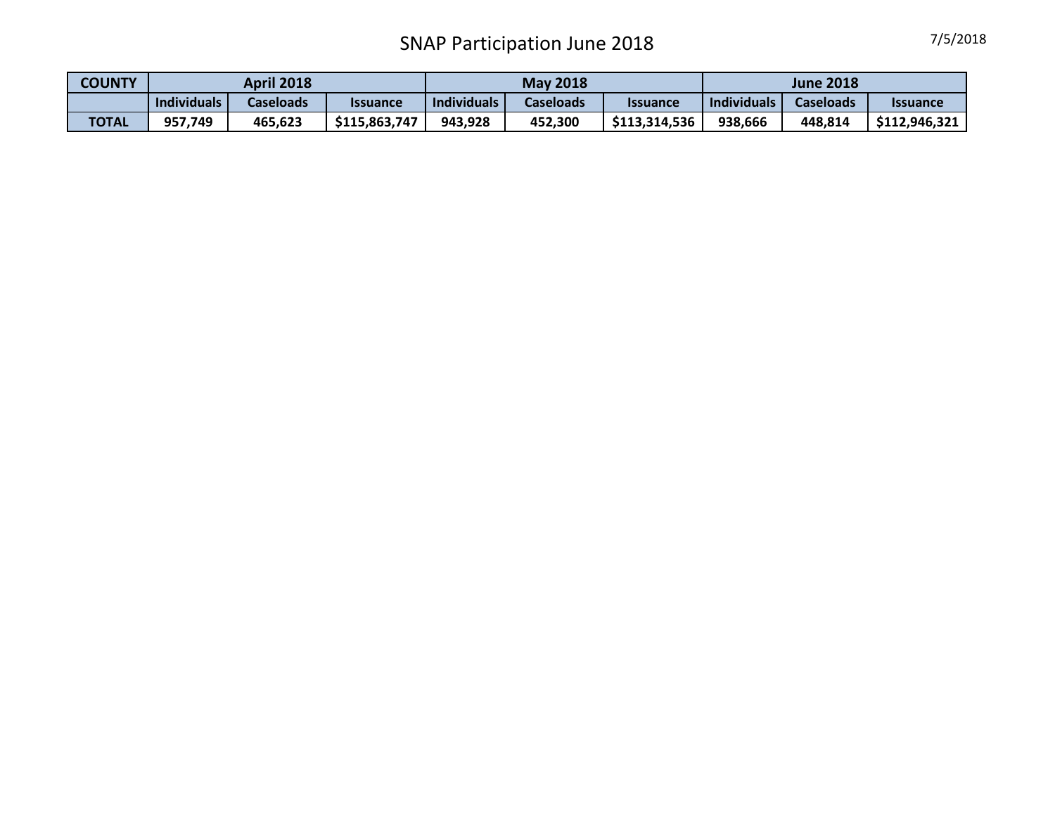# SNAP Participation June 2018

7/5/2018

| COUNTY | April 2018 | | | May 2018 | | | June 2018 | | |
|---|---|---|---|---|---|---|---|---|---|
| | Individuals | Caseloads | Issuance | Individuals | Caseloads | Issuance | Individuals | Caseloads | Issuance |
| TOTAL | 957,749 | 465,623 | $115,863,747 | 943,928 | 452,300 | $113,314,536 | 938,666 | 448,814 | $112,946,321 |